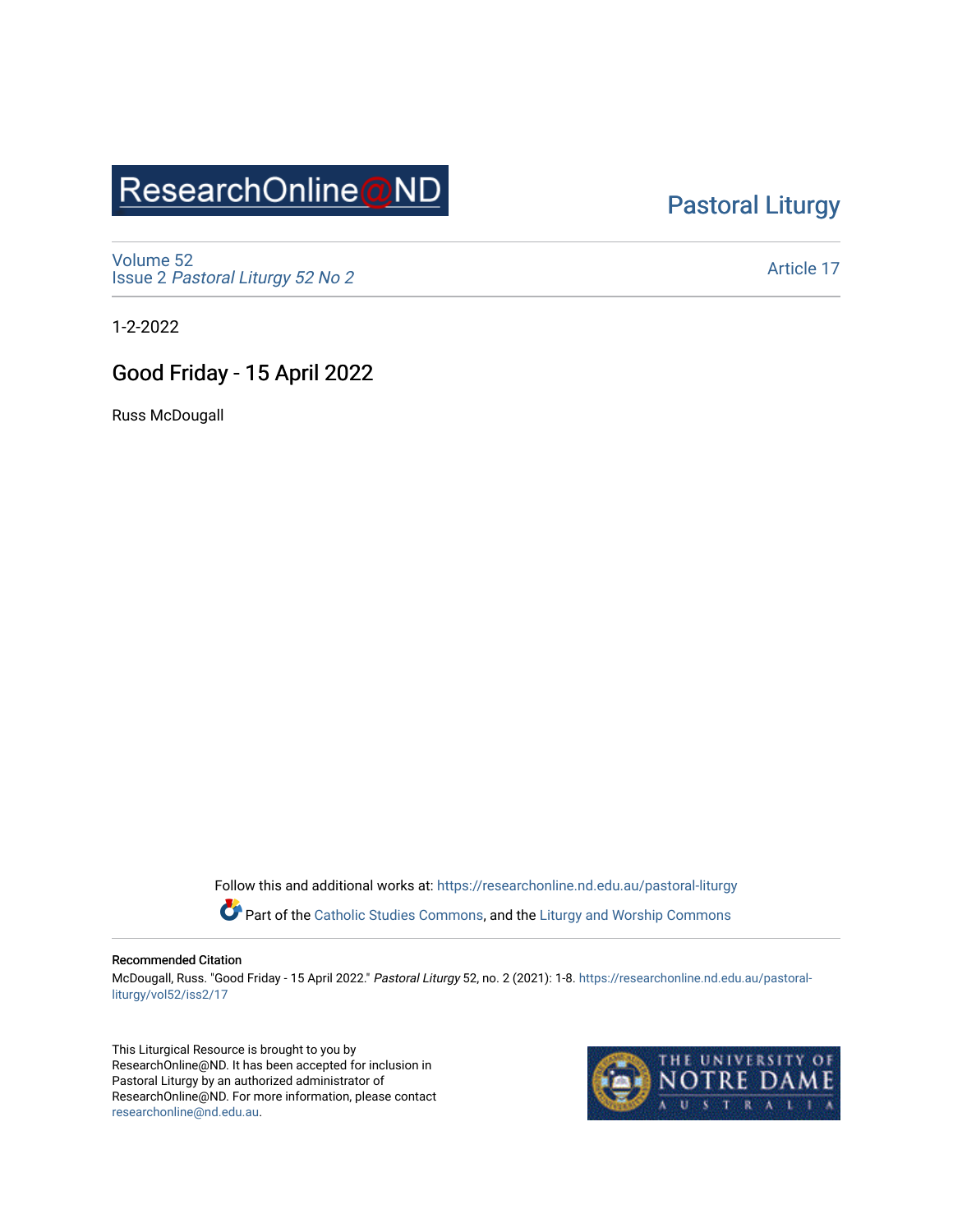ResearchOnline@ND

Pastoral Liturgy

Volume 52
Issue 2 *Pastoral Liturgy 52 No 2*

Article 17

1-2-2022

# Good Friday - 15 April 2022

Russ McDougall

Follow this and additional works at: https://researchonline.nd.edu.au/pastoral-liturgy

Part of the Catholic Studies Commons, and the Liturgy and Worship Commons

#### Recommended Citation

McDougall, Russ. "Good Friday - 15 April 2022." *Pastoral Liturgy* 52, no. 2 (2021): 1-8. https://researchonline.nd.edu.au/pastoral-liturgy/vol52/iss2/17

This Liturgical Resource is brought to you by ResearchOnline@ND. It has been accepted for inclusion in Pastoral Liturgy by an authorized administrator of ResearchOnline@ND. For more information, please contact researchonline@nd.edu.au.

THE UNIVERSITY OF NOTRE DAME AUSTRALIA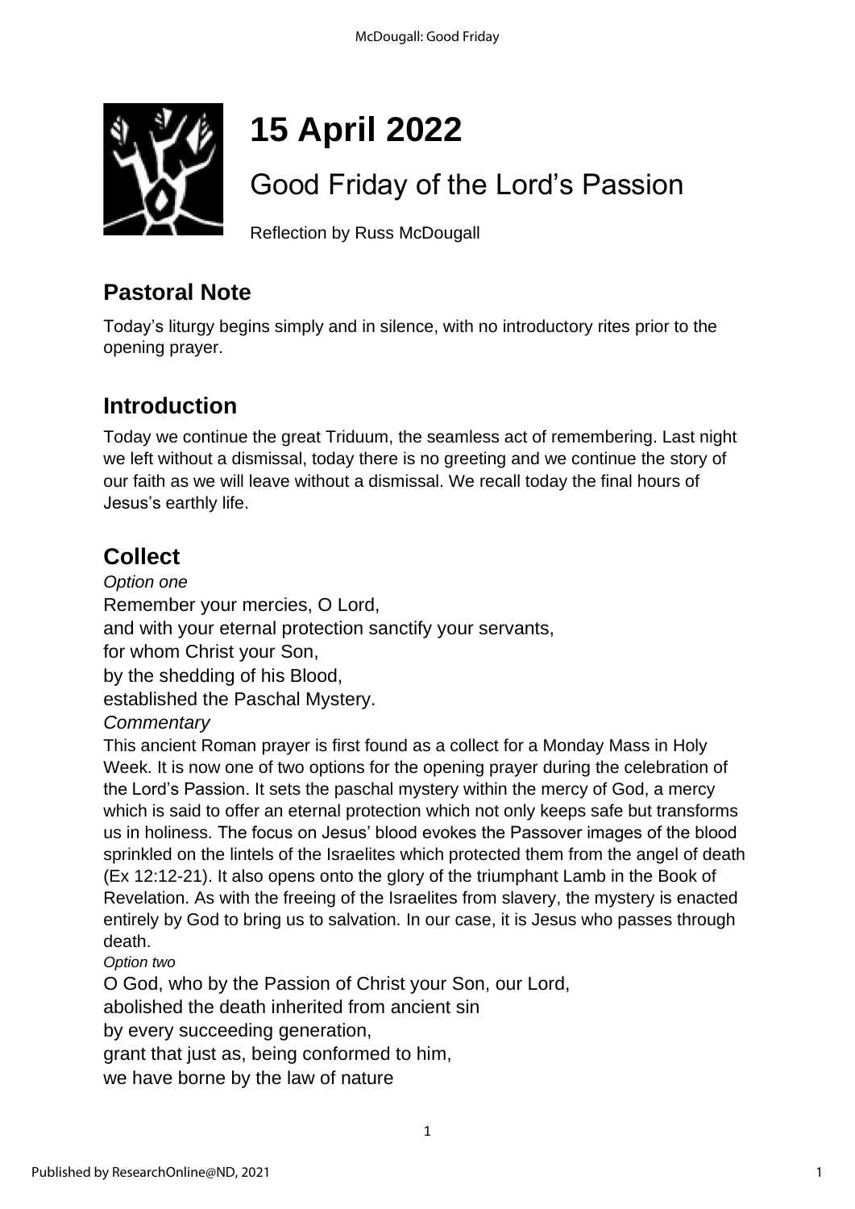# 15 April 2022

## Good Friday of the Lord's Passion

Reflection by Russ McDougall

## Pastoral Note

Today's liturgy begins simply and in silence, with no introductory rites prior to the opening prayer.

## Introduction

Today we continue the great Triduum, the seamless act of remembering. Last night we left without a dismissal, today there is no greeting and we continue the story of our faith as we will leave without a dismissal. We recall today the final hours of Jesus's earthly life.

## Collect

*Option one*

Remember your mercies, O Lord,
and with your eternal protection sanctify your servants,
for whom Christ your Son,
by the shedding of his Blood,
established the Paschal Mystery.

*Commentary*

This ancient Roman prayer is first found as a collect for a Monday Mass in Holy Week. It is now one of two options for the opening prayer during the celebration of the Lord's Passion. It sets the paschal mystery within the mercy of God, a mercy which is said to offer an eternal protection which not only keeps safe but transforms us in holiness. The focus on Jesus' blood evokes the Passover images of the blood sprinkled on the lintels of the Israelites which protected them from the angel of death (Ex 12:12-21). It also opens onto the glory of the triumphant Lamb in the Book of Revelation. As with the freeing of the Israelites from slavery, the mystery is enacted entirely by God to bring us to salvation. In our case, it is Jesus who passes through death.

*Option two*

O God, who by the Passion of Christ your Son, our Lord,
abolished the death inherited from ancient sin
by every succeeding generation,
grant that just as, being conformed to him,
we have borne by the law of nature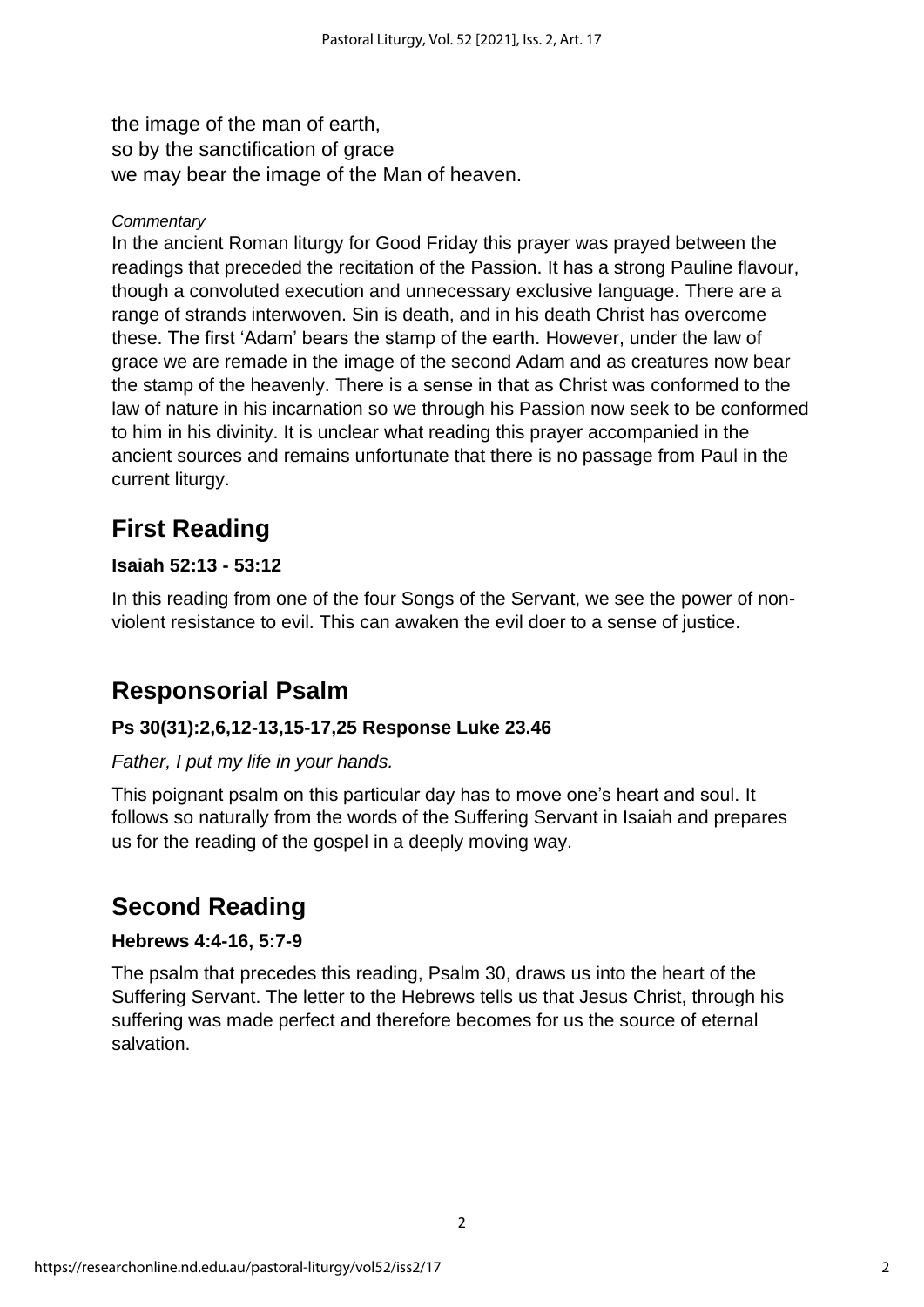the image of the man of earth,
so by the sanctification of grace
we may bear the image of the Man of heaven.

*Commentary*

In the ancient Roman liturgy for Good Friday this prayer was prayed between the readings that preceded the recitation of the Passion. It has a strong Pauline flavour, though a convoluted execution and unnecessary exclusive language. There are a range of strands interwoven. Sin is death, and in his death Christ has overcome these. The first 'Adam' bears the stamp of the earth. However, under the law of grace we are remade in the image of the second Adam and as creatures now bear the stamp of the heavenly. There is a sense in that as Christ was conformed to the law of nature in his incarnation so we through his Passion now seek to be conformed to him in his divinity. It is unclear what reading this prayer accompanied in the ancient sources and remains unfortunate that there is no passage from Paul in the current liturgy.

## First Reading

**Isaiah 52:13 - 53:12**

In this reading from one of the four Songs of the Servant, we see the power of non-violent resistance to evil. This can awaken the evil doer to a sense of justice.

## Responsorial Psalm

**Ps 30(31):2,6,12-13,15-17,25 Response Luke 23.46**

*Father, I put my life in your hands.*

This poignant psalm on this particular day has to move one's heart and soul. It follows so naturally from the words of the Suffering Servant in Isaiah and prepares us for the reading of the gospel in a deeply moving way.

## Second Reading

**Hebrews 4:4-16, 5:7-9**

The psalm that precedes this reading, Psalm 30, draws us into the heart of the Suffering Servant. The letter to the Hebrews tells us that Jesus Christ, through his suffering was made perfect and therefore becomes for us the source of eternal salvation.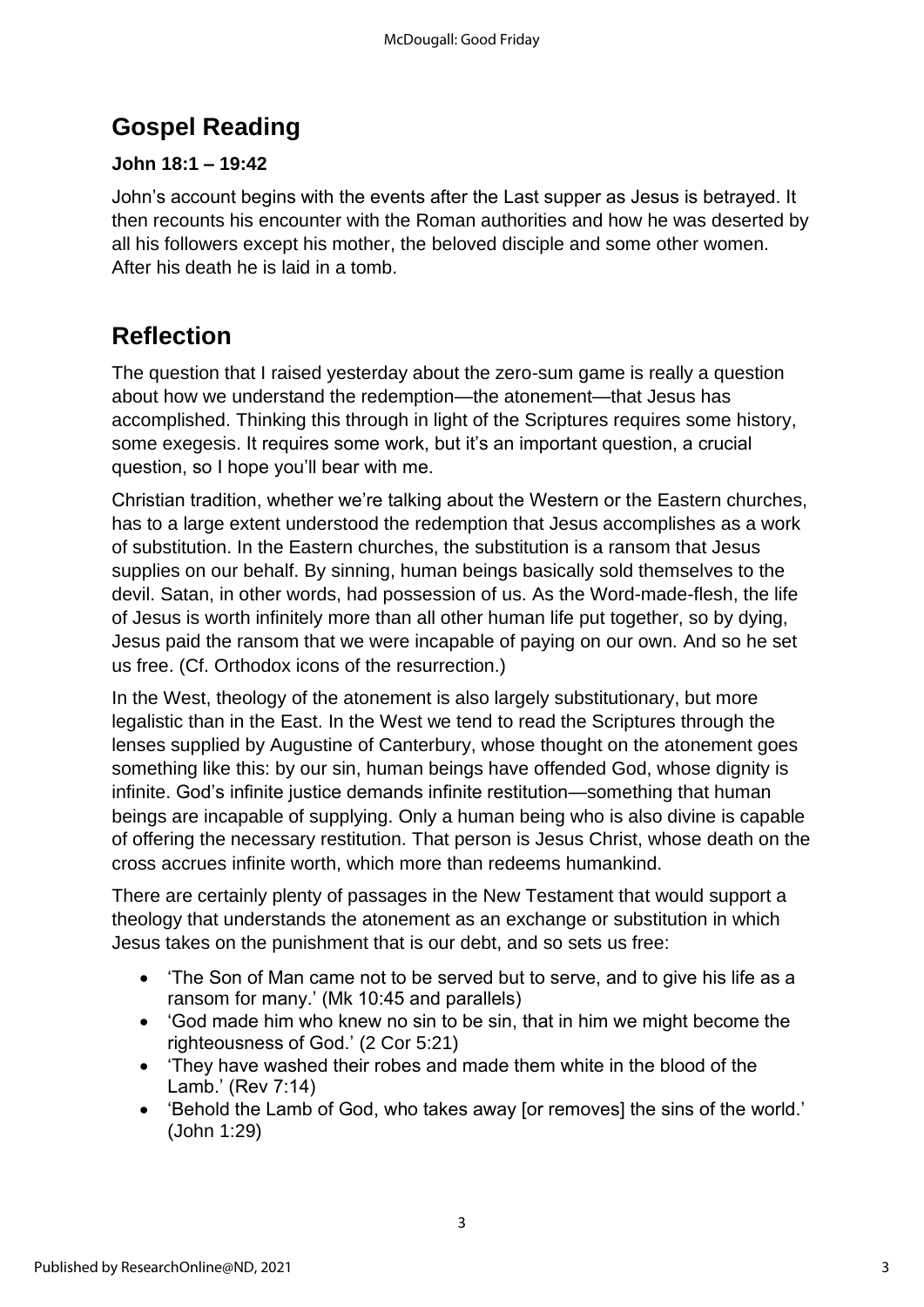## Gospel Reading

**John 18:1 – 19:42**

John's account begins with the events after the Last supper as Jesus is betrayed. It then recounts his encounter with the Roman authorities and how he was deserted by all his followers except his mother, the beloved disciple and some other women. After his death he is laid in a tomb.

## Reflection

The question that I raised yesterday about the zero-sum game is really a question about how we understand the redemption—the atonement—that Jesus has accomplished. Thinking this through in light of the Scriptures requires some history, some exegesis. It requires some work, but it's an important question, a crucial question, so I hope you'll bear with me.

Christian tradition, whether we're talking about the Western or the Eastern churches, has to a large extent understood the redemption that Jesus accomplishes as a work of substitution. In the Eastern churches, the substitution is a ransom that Jesus supplies on our behalf. By sinning, human beings basically sold themselves to the devil. Satan, in other words, had possession of us. As the Word-made-flesh, the life of Jesus is worth infinitely more than all other human life put together, so by dying, Jesus paid the ransom that we were incapable of paying on our own. And so he set us free. (Cf. Orthodox icons of the resurrection.)

In the West, theology of the atonement is also largely substitutionary, but more legalistic than in the East. In the West we tend to read the Scriptures through the lenses supplied by Augustine of Canterbury, whose thought on the atonement goes something like this: by our sin, human beings have offended God, whose dignity is infinite. God's infinite justice demands infinite restitution—something that human beings are incapable of supplying. Only a human being who is also divine is capable of offering the necessary restitution. That person is Jesus Christ, whose death on the cross accrues infinite worth, which more than redeems humankind.

There are certainly plenty of passages in the New Testament that would support a theology that understands the atonement as an exchange or substitution in which Jesus takes on the punishment that is our debt, and so sets us free:

- 'The Son of Man came not to be served but to serve, and to give his life as a ransom for many.' (Mk 10:45 and parallels)
- 'God made him who knew no sin to be sin, that in him we might become the righteousness of God.' (2 Cor 5:21)
- 'They have washed their robes and made them white in the blood of the Lamb.' (Rev 7:14)
- 'Behold the Lamb of God, who takes away [or removes] the sins of the world.' (John 1:29)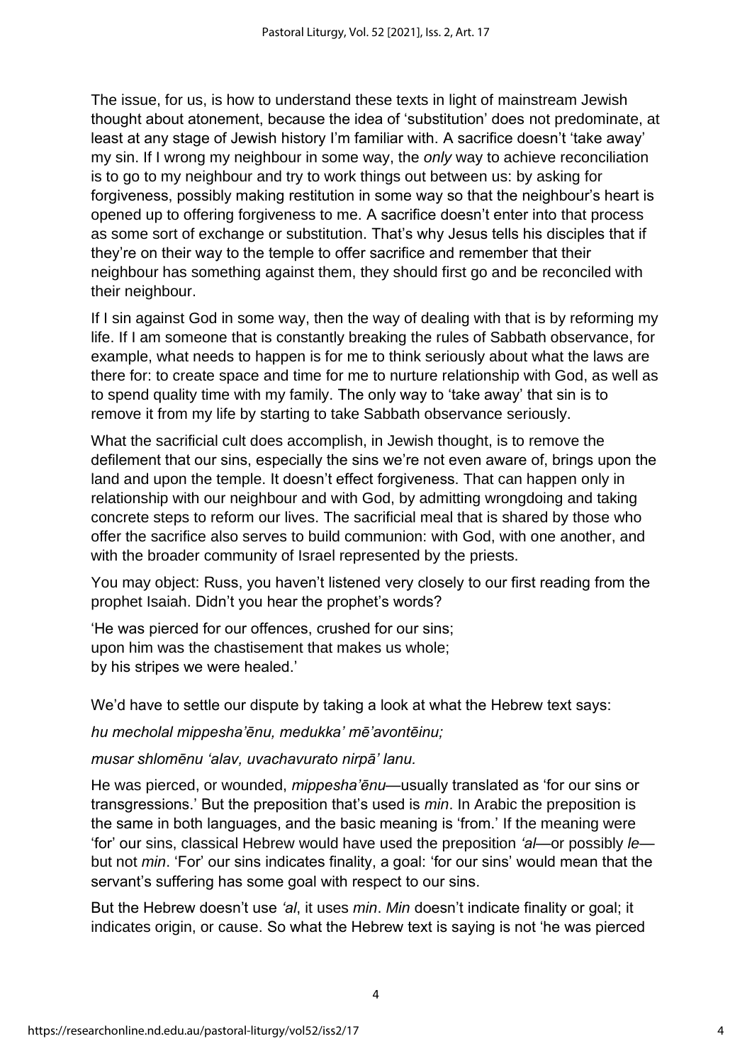The issue, for us, is how to understand these texts in light of mainstream Jewish thought about atonement, because the idea of 'substitution' does not predominate, at least at any stage of Jewish history I'm familiar with. A sacrifice doesn't 'take away' my sin. If I wrong my neighbour in some way, the *only* way to achieve reconciliation is to go to my neighbour and try to work things out between us: by asking for forgiveness, possibly making restitution in some way so that the neighbour's heart is opened up to offering forgiveness to me. A sacrifice doesn't enter into that process as some sort of exchange or substitution. That's why Jesus tells his disciples that if they're on their way to the temple to offer sacrifice and remember that their neighbour has something against them, they should first go and be reconciled with their neighbour.

If I sin against God in some way, then the way of dealing with that is by reforming my life. If I am someone that is constantly breaking the rules of Sabbath observance, for example, what needs to happen is for me to think seriously about what the laws are there for: to create space and time for me to nurture relationship with God, as well as to spend quality time with my family. The only way to 'take away' that sin is to remove it from my life by starting to take Sabbath observance seriously.

What the sacrificial cult does accomplish, in Jewish thought, is to remove the defilement that our sins, especially the sins we're not even aware of, brings upon the land and upon the temple. It doesn't effect forgiveness. That can happen only in relationship with our neighbour and with God, by admitting wrongdoing and taking concrete steps to reform our lives. The sacrificial meal that is shared by those who offer the sacrifice also serves to build communion: with God, with one another, and with the broader community of Israel represented by the priests.

You may object: Russ, you haven't listened very closely to our first reading from the prophet Isaiah. Didn't you hear the prophet's words?

'He was pierced for our offences, crushed for our sins;
upon him was the chastisement that makes us whole;
by his stripes we were healed.'

We'd have to settle our dispute by taking a look at what the Hebrew text says:

*hu mecholal mippesha'ēnu, medukka' mē'avontēinu;*

*musar shlomēnu 'alav, uvachavurato nirpā' lanu.*

He was pierced, or wounded, *mippesha'ēnu*—usually translated as 'for our sins or transgressions.' But the preposition that's used is *min*. In Arabic the preposition is the same in both languages, and the basic meaning is 'from.' If the meaning were 'for' our sins, classical Hebrew would have used the preposition *'al*—or possibly *le*—but not *min*. 'For' our sins indicates finality, a goal: 'for our sins' would mean that the servant's suffering has some goal with respect to our sins.

But the Hebrew doesn't use *'al*, it uses *min*. *Min* doesn't indicate finality or goal; it indicates origin, or cause. So what the Hebrew text is saying is not 'he was pierced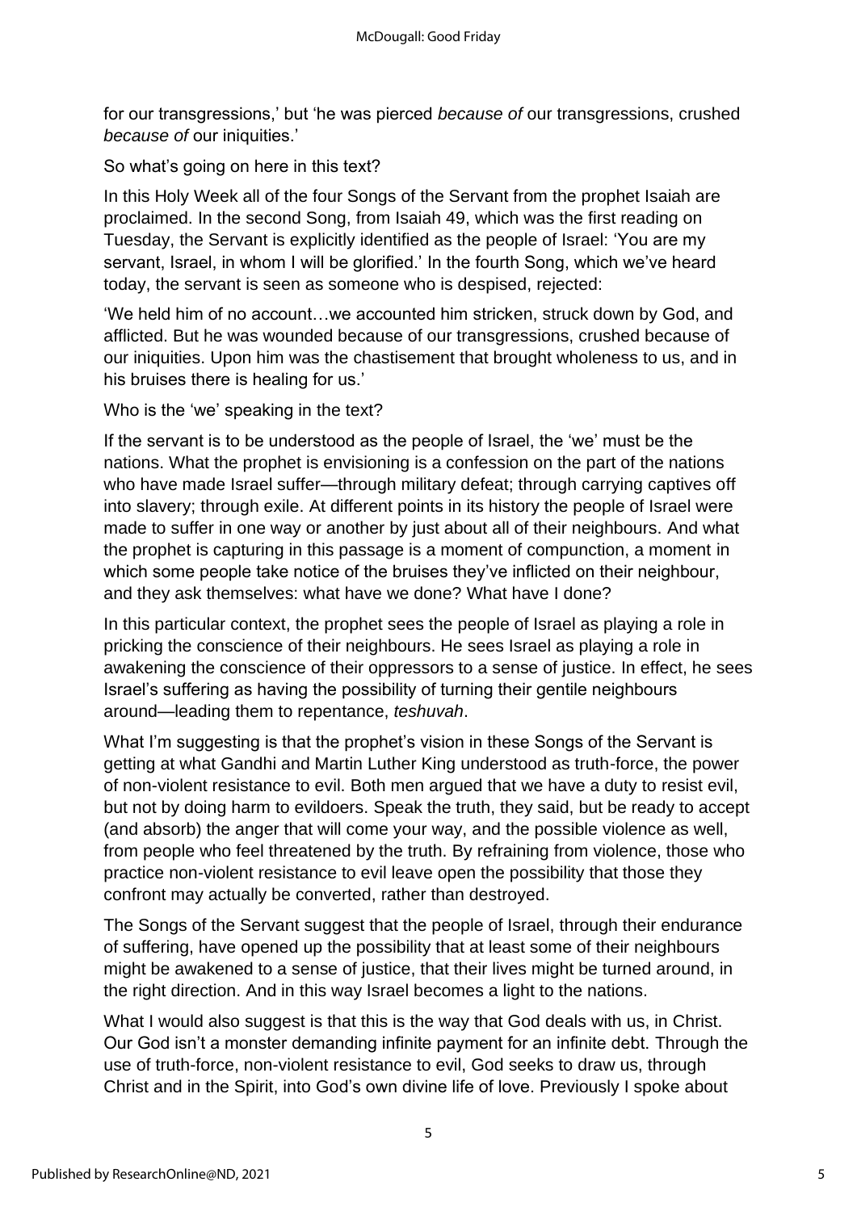for our transgressions,' but 'he was pierced *because of* our transgressions, crushed *because of* our iniquities.'

So what's going on here in this text?

In this Holy Week all of the four Songs of the Servant from the prophet Isaiah are proclaimed. In the second Song, from Isaiah 49, which was the first reading on Tuesday, the Servant is explicitly identified as the people of Israel: 'You are my servant, Israel, in whom I will be glorified.' In the fourth Song, which we've heard today, the servant is seen as someone who is despised, rejected:

'We held him of no account…we accounted him stricken, struck down by God, and afflicted. But he was wounded because of our transgressions, crushed because of our iniquities. Upon him was the chastisement that brought wholeness to us, and in his bruises there is healing for us.'

Who is the 'we' speaking in the text?

If the servant is to be understood as the people of Israel, the 'we' must be the nations. What the prophet is envisioning is a confession on the part of the nations who have made Israel suffer—through military defeat; through carrying captives off into slavery; through exile. At different points in its history the people of Israel were made to suffer in one way or another by just about all of their neighbours. And what the prophet is capturing in this passage is a moment of compunction, a moment in which some people take notice of the bruises they've inflicted on their neighbour, and they ask themselves: what have we done? What have I done?

In this particular context, the prophet sees the people of Israel as playing a role in pricking the conscience of their neighbours. He sees Israel as playing a role in awakening the conscience of their oppressors to a sense of justice. In effect, he sees Israel's suffering as having the possibility of turning their gentile neighbours around—leading them to repentance, *teshuvah*.

What I'm suggesting is that the prophet's vision in these Songs of the Servant is getting at what Gandhi and Martin Luther King understood as truth-force, the power of non-violent resistance to evil. Both men argued that we have a duty to resist evil, but not by doing harm to evildoers. Speak the truth, they said, but be ready to accept (and absorb) the anger that will come your way, and the possible violence as well, from people who feel threatened by the truth. By refraining from violence, those who practice non-violent resistance to evil leave open the possibility that those they confront may actually be converted, rather than destroyed.

The Songs of the Servant suggest that the people of Israel, through their endurance of suffering, have opened up the possibility that at least some of their neighbours might be awakened to a sense of justice, that their lives might be turned around, in the right direction. And in this way Israel becomes a light to the nations.

What I would also suggest is that this is the way that God deals with us, in Christ. Our God isn't a monster demanding infinite payment for an infinite debt. Through the use of truth-force, non-violent resistance to evil, God seeks to draw us, through Christ and in the Spirit, into God's own divine life of love. Previously I spoke about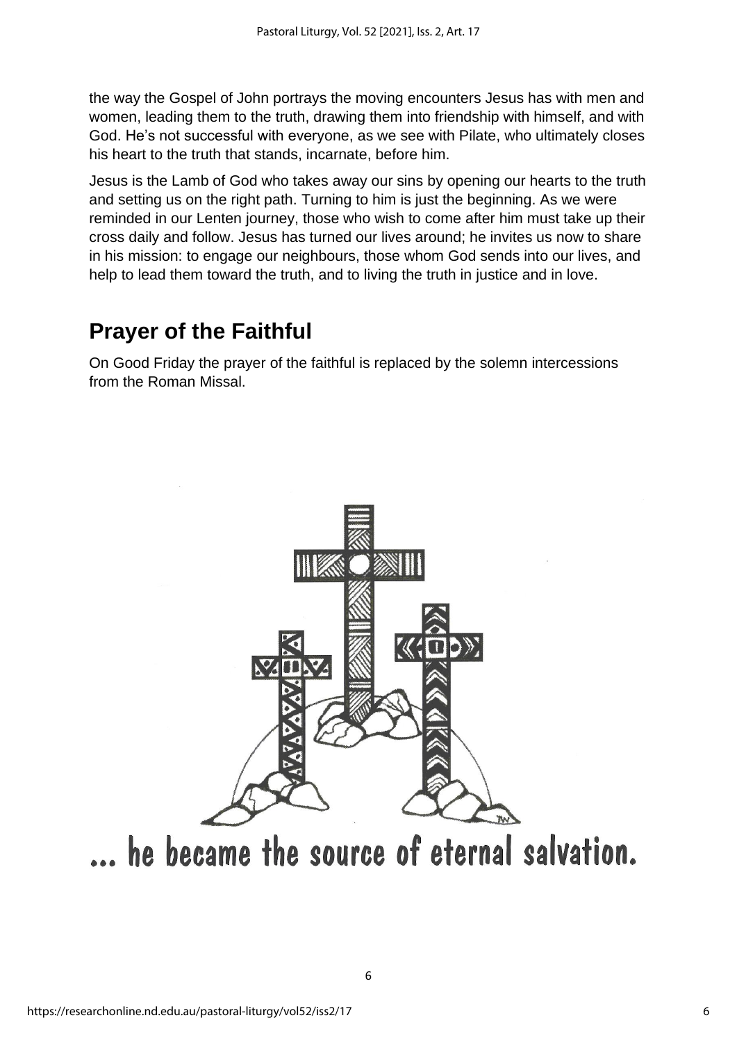the way the Gospel of John portrays the moving encounters Jesus has with men and women, leading them to the truth, drawing them into friendship with himself, and with God. He's not successful with everyone, as we see with Pilate, who ultimately closes his heart to the truth that stands, incarnate, before him.

Jesus is the Lamb of God who takes away our sins by opening our hearts to the truth and setting us on the right path. Turning to him is just the beginning. As we were reminded in our Lenten journey, those who wish to come after him must take up their cross daily and follow. Jesus has turned our lives around; he invites us now to share in his mission: to engage our neighbours, those whom God sends into our lives, and help to lead them toward the truth, and to living the truth in justice and in love.

## Prayer of the Faithful

On Good Friday the prayer of the faithful is replaced by the solemn intercessions from the Roman Missal.

... he became the source of eternal salvation.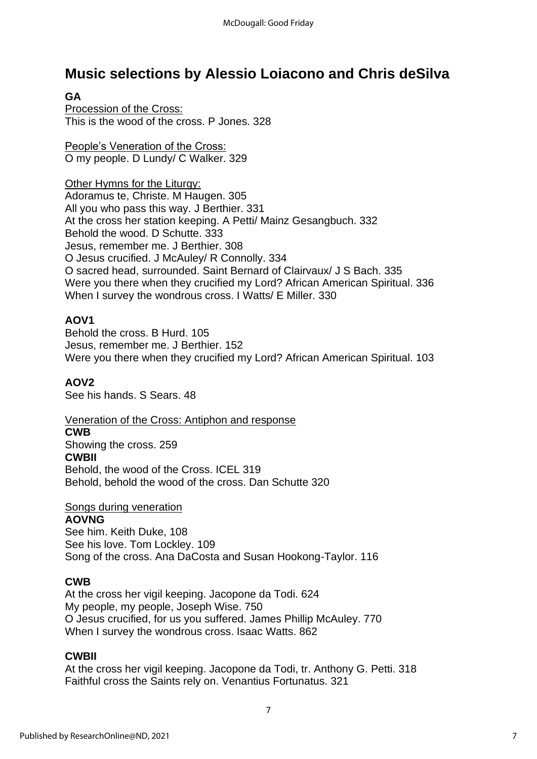## Music selections by Alessio Loiacono and Chris deSilva

**GA**

Procession of the Cross:
This is the wood of the cross. P Jones. 328

People's Veneration of the Cross:
O my people. D Lundy/ C Walker. 329

Other Hymns for the Liturgy:
Adoramus te, Christe. M Haugen. 305
All you who pass this way. J Berthier. 331
At the cross her station keeping. A Petti/ Mainz Gesangbuch. 332
Behold the wood. D Schutte. 333
Jesus, remember me. J Berthier. 308
O Jesus crucified. J McAuley/ R Connolly. 334
O sacred head, surrounded. Saint Bernard of Clairvaux/ J S Bach. 335
Were you there when they crucified my Lord? African American Spiritual. 336
When I survey the wondrous cross. I Watts/ E Miller. 330

**AOV1**

Behold the cross. B Hurd. 105
Jesus, remember me. J Berthier. 152
Were you there when they crucified my Lord? African American Spiritual. 103

**AOV2**

See his hands. S Sears. 48

Veneration of the Cross: Antiphon and response

**CWB**

Showing the cross. 259

**CWBII**

Behold, the wood of the Cross. ICEL 319
Behold, behold the wood of the cross. Dan Schutte 320

Songs during veneration

**AOVNG**

See him. Keith Duke, 108
See his love. Tom Lockley. 109
Song of the cross. Ana DaCosta and Susan Hookong-Taylor. 116

**CWB**

At the cross her vigil keeping. Jacopone da Todi. 624
My people, my people, Joseph Wise. 750
O Jesus crucified, for us you suffered. James Phillip McAuley. 770
When I survey the wondrous cross. Isaac Watts. 862

**CWBII**

At the cross her vigil keeping. Jacopone da Todi, tr. Anthony G. Petti. 318
Faithful cross the Saints rely on. Venantius Fortunatus. 321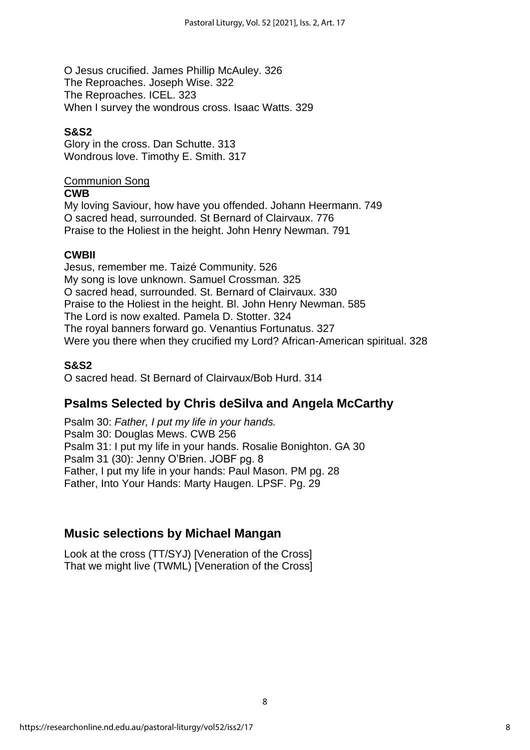O Jesus crucified. James Phillip McAuley. 326
The Reproaches. Joseph Wise. 322
The Reproaches. ICEL. 323
When I survey the wondrous cross. Isaac Watts. 329

**S&S2**
Glory in the cross. Dan Schutte. 313
Wondrous love. Timothy E. Smith. 317

Communion Song
**CWB**
My loving Saviour, how have you offended. Johann Heermann. 749
O sacred head, surrounded. St Bernard of Clairvaux. 776
Praise to the Holiest in the height. John Henry Newman. 791

**CWBII**
Jesus, remember me. Taizé Community. 526
My song is love unknown. Samuel Crossman. 325
O sacred head, surrounded. St. Bernard of Clairvaux. 330
Praise to the Holiest in the height. Bl. John Henry Newman. 585
The Lord is now exalted. Pamela D. Stotter. 324
The royal banners forward go. Venantius Fortunatus. 327
Were you there when they crucified my Lord? African-American spiritual. 328

**S&S2**
O sacred head. St Bernard of Clairvaux/Bob Hurd. 314

## Psalms Selected by Chris deSilva and Angela McCarthy

Psalm 30: *Father, I put my life in your hands.*
Psalm 30: Douglas Mews. CWB 256
Psalm 31: I put my life in your hands. Rosalie Bonighton. GA 30
Psalm 31 (30): Jenny O'Brien. JOBF pg. 8
Father, I put my life in your hands: Paul Mason. PM pg. 28
Father, Into Your Hands: Marty Haugen. LPSF. Pg. 29

## Music selections by Michael Mangan

Look at the cross (TT/SYJ) [Veneration of the Cross]
That we might live (TWML) [Veneration of the Cross]